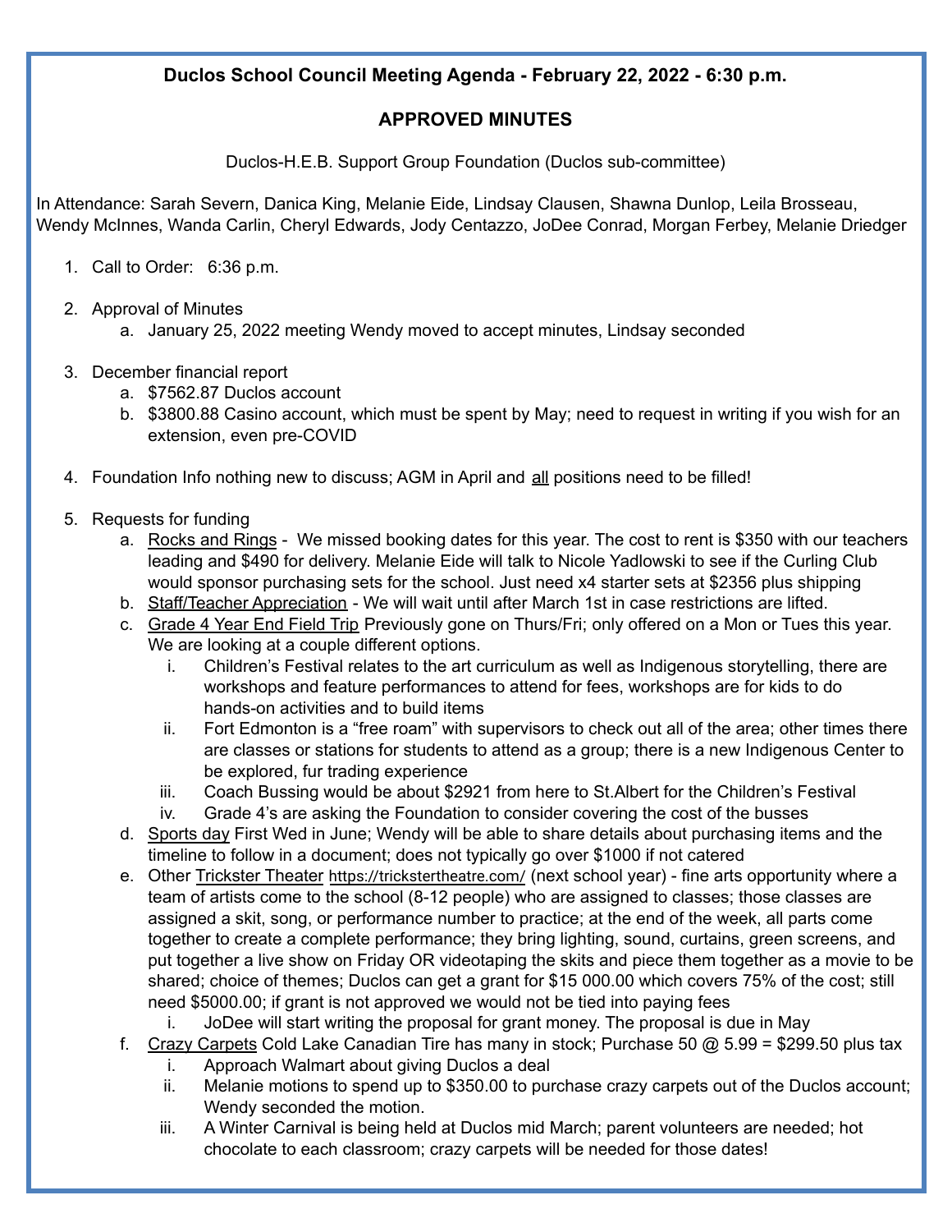**Duclos School Council Meeting Agenda - February 22, 2022 - 6:30 p.m.**

## APPROVED MINUTES

Duclos-H.E.B. Support Group Foundation (Duclos sub-committee)

In Attendance: Sarah Severn, Danica King, Melanie Eide, Lindsay Clausen, Shawna Dunlop, Leila Brosseau, Wendy McInnes, Wanda Carlin, Cheryl Edwards, Jody Centazzo, JoDee Conrad, Morgan Ferbey, Melanie Driedger

1. Call to Order: 6:36 p.m.

2. Approval of Minutes
   a. January 25, 2022 meeting Wendy moved to accept minutes, Lindsay seconded

3. December financial report
   a. $7562.87 Duclos account
   b. $3800.88 Casino account, which must be spent by May; need to request in writing if you wish for an extension, even pre-COVID

4. Foundation Info nothing new to discuss; AGM in April and all positions need to be filled!

5. Requests for funding
   a. Rocks and Rings - We missed booking dates for this year. The cost to rent is $350 with our teachers leading and $490 for delivery. Melanie Eide will talk to Nicole Yadlowski to see if the Curling Club would sponsor purchasing sets for the school. Just need x4 starter sets at $2356 plus shipping
   b. Staff/Teacher Appreciation - We will wait until after March 1st in case restrictions are lifted.
   c. Grade 4 Year End Field Trip Previously gone on Thurs/Fri; only offered on a Mon or Tues this year. We are looking at a couple different options.
      i. Children's Festival relates to the art curriculum as well as Indigenous storytelling, there are workshops and feature performances to attend for fees, workshops are for kids to do hands-on activities and to build items
      ii. Fort Edmonton is a "free roam" with supervisors to check out all of the area; other times there are classes or stations for students to attend as a group; there is a new Indigenous Center to be explored, fur trading experience
      iii. Coach Bussing would be about $2921 from here to St.Albert for the Children's Festival
      iv. Grade 4's are asking the Foundation to consider covering the cost of the busses
   d. Sports day First Wed in June; Wendy will be able to share details about purchasing items and the timeline to follow in a document; does not typically go over $1000 if not catered
   e. Other Trickster Theater https://trickstertheatre.com/ (next school year) - fine arts opportunity where a team of artists come to the school (8-12 people) who are assigned to classes; those classes are assigned a skit, song, or performance number to practice; at the end of the week, all parts come together to create a complete performance; they bring lighting, sound, curtains, green screens, and put together a live show on Friday OR videotaping the skits and piece them together as a movie to be shared; choice of themes; Duclos can get a grant for $15 000.00 which covers 75% of the cost; still need $5000.00; if grant is not approved we would not be tied into paying fees
      i. JoDee will start writing the proposal for grant money. The proposal is due in May
   f. Crazy Carpets Cold Lake Canadian Tire has many in stock; Purchase 50 @ 5.99 = $299.50 plus tax
      i. Approach Walmart about giving Duclos a deal
      ii. Melanie motions to spend up to $350.00 to purchase crazy carpets out of the Duclos account; Wendy seconded the motion.
      iii. A Winter Carnival is being held at Duclos mid March; parent volunteers are needed; hot chocolate to each classroom; crazy carpets will be needed for those dates!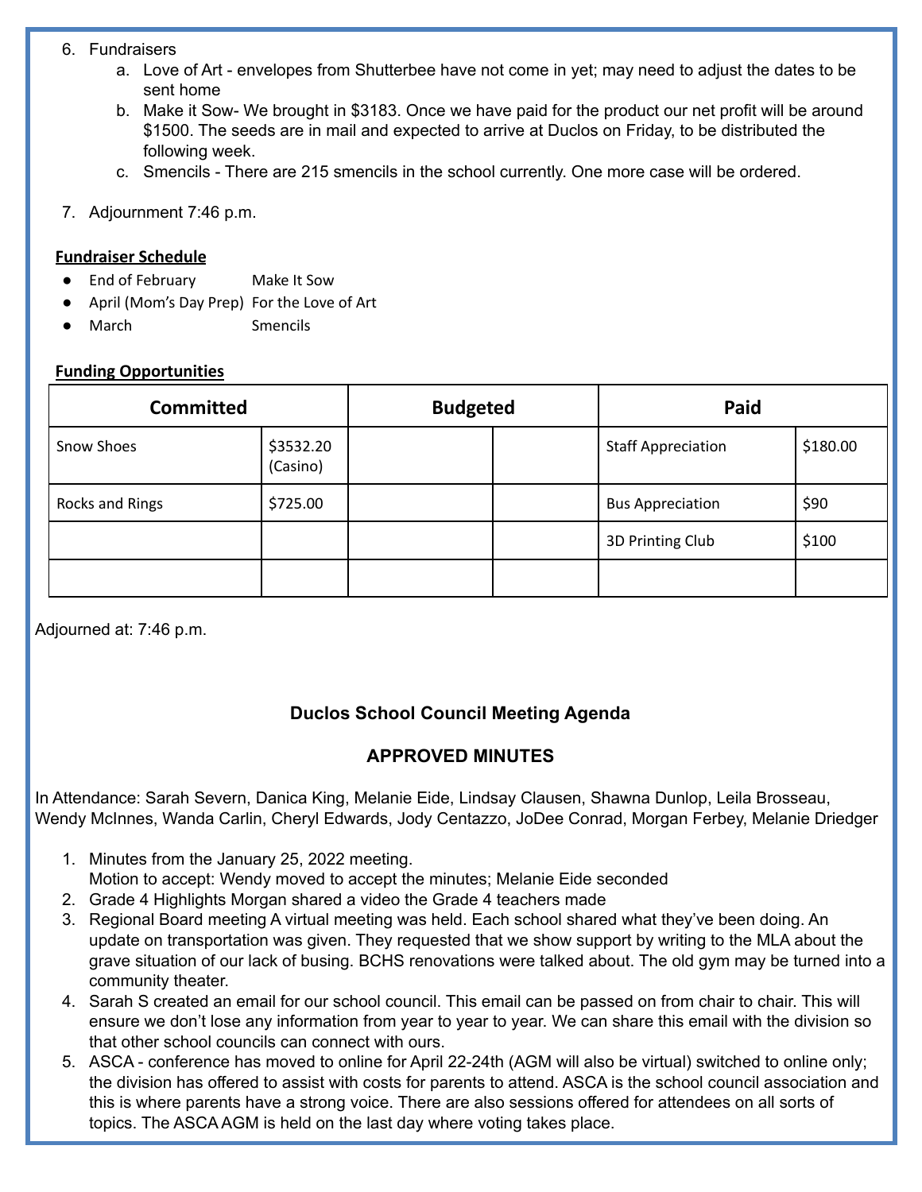6. Fundraisers
    a. Love of Art - envelopes from Shutterbee have not come in yet; may need to adjust the dates to be sent home
    b. Make it Sow- We brought in $3183. Once we have paid for the product our net profit will be around $1500. The seeds are in mail and expected to arrive at Duclos on Friday, to be distributed the following week.
    c. Smencils - There are 215 smencils in the school currently. One more case will be ordered.

7. Adjournment 7:46 p.m.

**Fundraiser Schedule**

- End of February — Make It Sow
- April (Mom's Day Prep) — For the Love of Art
- March — Smencils

**Funding Opportunities**

| Committed | | Budgeted | | Paid | |
|---|---|---|---|---|---|
| Snow Shoes | $3532.20 (Casino) | | | Staff Appreciation | $180.00 |
| Rocks and Rings | $725.00 | | | Bus Appreciation | $90 |
| | | | | 3D Printing Club | $100 |
| | | | | | |

Adjourned at: 7:46 p.m.

### Duclos School Council Meeting Agenda

### APPROVED MINUTES

In Attendance: Sarah Severn, Danica King, Melanie Eide, Lindsay Clausen, Shawna Dunlop, Leila Brosseau, Wendy McInnes, Wanda Carlin, Cheryl Edwards, Jody Centazzo, JoDee Conrad, Morgan Ferbey, Melanie Driedger

1. Minutes from the January 25, 2022 meeting.
   Motion to accept: Wendy moved to accept the minutes; Melanie Eide seconded
2. Grade 4 Highlights Morgan shared a video the Grade 4 teachers made
3. Regional Board meeting A virtual meeting was held. Each school shared what they've been doing. An update on transportation was given. They requested that we show support by writing to the MLA about the grave situation of our lack of busing. BCHS renovations were talked about. The old gym may be turned into a community theater.
4. Sarah S created an email for our school council. This email can be passed on from chair to chair. This will ensure we don't lose any information from year to year to year. We can share this email with the division so that other school councils can connect with ours.
5. ASCA - conference has moved to online for April 22-24th (AGM will also be virtual) switched to online only; the division has offered to assist with costs for parents to attend. ASCA is the school council association and this is where parents have a strong voice. There are also sessions offered for attendees on all sorts of topics. The ASCA AGM is held on the last day where voting takes place.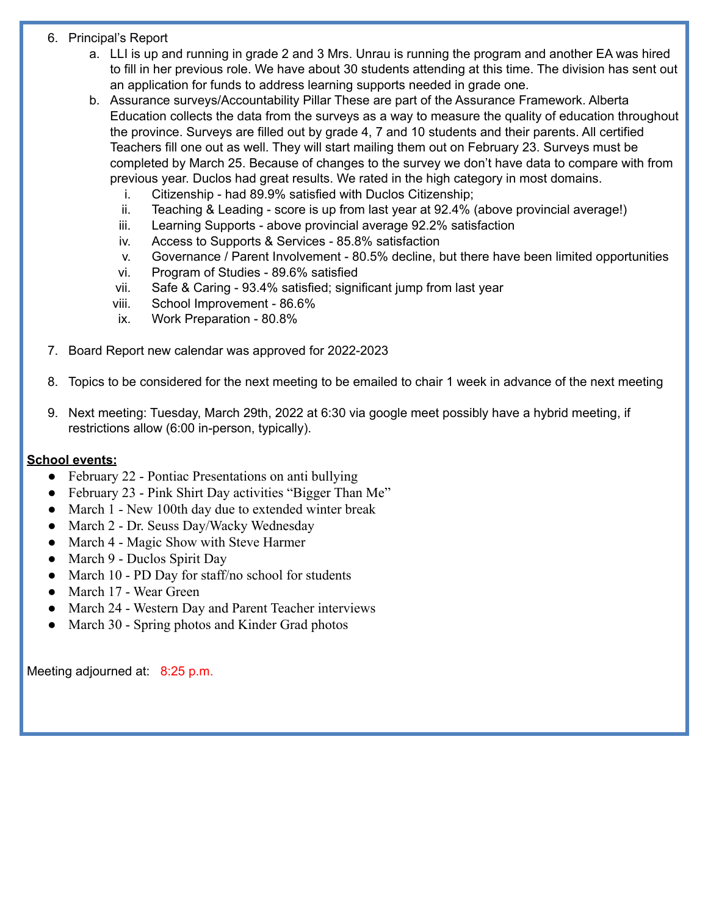6. Principal's Report
    a. LLI is up and running in grade 2 and 3 Mrs. Unrau is running the program and another EA was hired to fill in her previous role. We have about 30 students attending at this time. The division has sent out an application for funds to address learning supports needed in grade one.
    b. Assurance surveys/Accountability Pillar These are part of the Assurance Framework. Alberta Education collects the data from the surveys as a way to measure the quality of education throughout the province. Surveys are filled out by grade 4, 7 and 10 students and their parents. All certified Teachers fill one out as well. They will start mailing them out on February 23. Surveys must be completed by March 25. Because of changes to the survey we don't have data to compare with from previous year. Duclos had great results. We rated in the high category in most domains.
        i. Citizenship - had 89.9% satisfied with Duclos Citizenship;
        ii. Teaching & Leading - score is up from last year at 92.4% (above provincial average!)
        iii. Learning Supports - above provincial average 92.2% satisfaction
        iv. Access to Supports & Services - 85.8% satisfaction
        v. Governance / Parent Involvement - 80.5% decline, but there have been limited opportunities
        vi. Program of Studies - 89.6% satisfied
        vii. Safe & Caring - 93.4% satisfied; significant jump from last year
        viii. School Improvement - 86.6%
        ix. Work Preparation - 80.8%

7. Board Report new calendar was approved for 2022-2023

8. Topics to be considered for the next meeting to be emailed to chair 1 week in advance of the next meeting

9. Next meeting: Tuesday, March 29th, 2022 at 6:30 via google meet possibly have a hybrid meeting, if restrictions allow (6:00 in-person, typically).

**School events:**

- February 22 - Pontiac Presentations on anti bullying
- February 23 - Pink Shirt Day activities "Bigger Than Me"
- March 1 - New 100th day due to extended winter break
- March 2 - Dr. Seuss Day/Wacky Wednesday
- March 4 - Magic Show with Steve Harmer
- March 9 - Duclos Spirit Day
- March 10 - PD Day for staff/no school for students
- March 17 - Wear Green
- March 24 - Western Day and Parent Teacher interviews
- March 30 - Spring photos and Kinder Grad photos

Meeting adjourned at: 8:25 p.m.